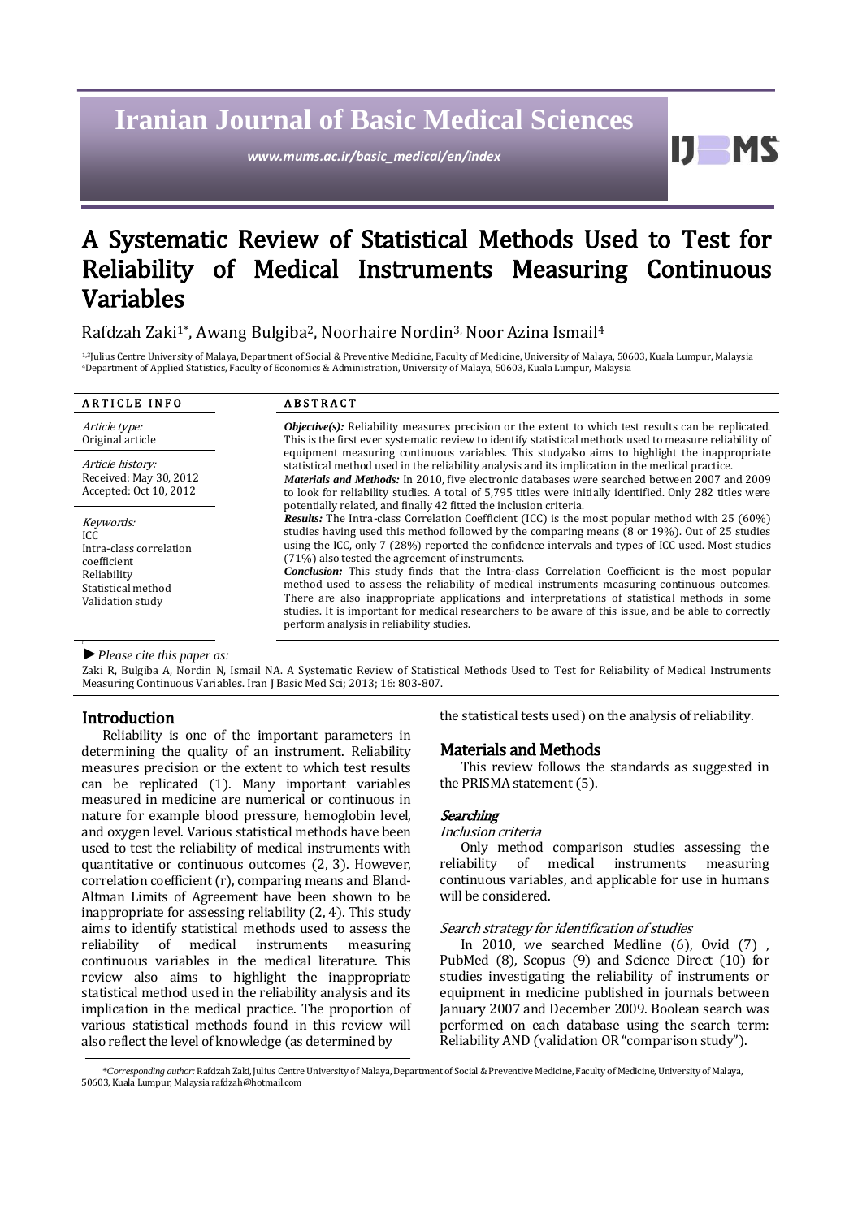# Iranian Journal of Basic Medical Sciences

*www.mums.ac.ir/basic_medical/en/index*

# A Systematic Review of Statistical Methods Used to Test for Reliability of Medical Instruments Measuring Continuous Variables

Rafdzah Zaki[1*], Awang Bulgiba[2], Noorhaire Nordin[3], Noor Azina Ismail[4]

[1,3]Julius Centre University of Malaya, Department of Social & Preventive Medicine, Faculty of Medicine, University of Malaya, 50603, Kuala Lumpur, Malaysia
[4]Department of Applied Statistics, Faculty of Economics & Administration, University of Malaya, 50603, Kuala Lumpur, Malaysia

## ARTICLE INFO

*Article type:*
Original article

*Article history:*
Received: May 30, 2012
Accepted: Oct 10, 2012

*Keywords:*
ICC
Intra-class correlation coefficient
Reliability
Statistical method
Validation study

## ABSTRACT

***Objective(s):*** Reliability measures precision or the extent to which test results can be replicated. This is the first ever systematic review to identify statistical methods used to measure reliability of equipment measuring continuous variables. This studyalso aims to highlight the inappropriate statistical method used in the reliability analysis and its implication in the medical practice.

***Materials and Methods:*** In 2010, five electronic databases were searched between 2007 and 2009 to look for reliability studies. A total of 5,795 titles were initially identified. Only 282 titles were potentially related, and finally 42 fitted the inclusion criteria.

***Results:*** The Intra-class Correlation Coefficient (ICC) is the most popular method with 25 (60%) studies having used this method followed by the comparing means (8 or 19%). Out of 25 studies using the ICC, only 7 (28%) reported the confidence intervals and types of ICC used. Most studies (71%) also tested the agreement of instruments.

***Conclusion:*** This study finds that the Intra-class Correlation Coefficient is the most popular method used to assess the reliability of medical instruments measuring continuous outcomes. There are also inappropriate applications and interpretations of statistical methods in some studies. It is important for medical researchers to be aware of this issue, and be able to correctly perform analysis in reliability studies.

►*Please cite this paper as:*
Zaki R, Bulgiba A, Nordin N, Ismail NA. A Systematic Review of Statistical Methods Used to Test for Reliability of Medical Instruments Measuring Continuous Variables. Iran J Basic Med Sci; 2013; 16: 803-807.

## Introduction

Reliability is one of the important parameters in determining the quality of an instrument. Reliability measures precision or the extent to which test results can be replicated (1). Many important variables measured in medicine are numerical or continuous in nature for example blood pressure, hemoglobin level, and oxygen level. Various statistical methods have been used to test the reliability of medical instruments with quantitative or continuous outcomes (2, 3). However, correlation coefficient (r), comparing means and Bland-Altman Limits of Agreement have been shown to be inappropriate for assessing reliability (2, 4). This study aims to identify statistical methods used to assess the reliability of medical instruments measuring continuous variables in the medical literature. This review also aims to highlight the inappropriate statistical method used in the reliability analysis and its implication in the medical practice. The proportion of various statistical methods found in this review will also reflect the level of knowledge (as determined by the statistical tests used) on the analysis of reliability.

## Materials and Methods

This review follows the standards as suggested in the PRISMA statement (5).

### Searching

#### Inclusion criteria

Only method comparison studies assessing the reliability of medical instruments measuring continuous variables, and applicable for use in humans will be considered.

#### Search strategy for identification of studies

In 2010, we searched Medline (6), Ovid (7) , PubMed (8), Scopus (9) and Science Direct (10) for studies investigating the reliability of instruments or equipment in medicine published in journals between January 2007 and December 2009. Boolean search was performed on each database using the search term: Reliability AND (validation OR "comparison study").

*Corresponding author: Rafdzah Zaki, Julius Centre University of Malaya, Department of Social & Preventive Medicine, Faculty of Medicine, University of Malaya, 50603, Kuala Lumpur, Malaysia rafdzah@hotmail.com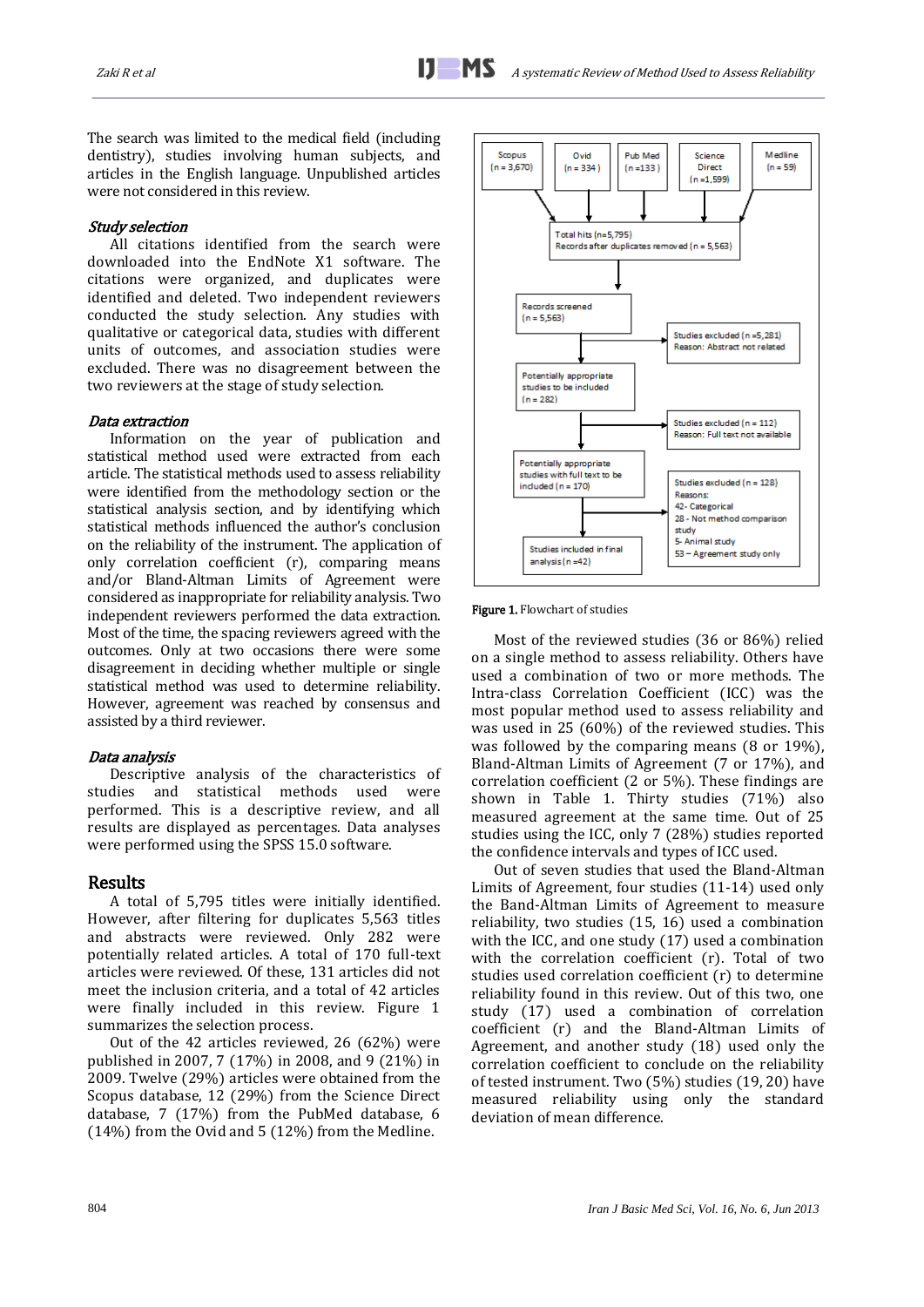The search was limited to the medical field (including dentistry), studies involving human subjects, and articles in the English language. Unpublished articles were not considered in this review.

### *Study selection*

All citations identified from the search were downloaded into the EndNote X1 software. The citations were organized, and duplicates were identified and deleted. Two independent reviewers conducted the study selection. Any studies with qualitative or categorical data, studies with different units of outcomes, and association studies were excluded. There was no disagreement between the two reviewers at the stage of study selection.

### *Data extraction*

Information on the year of publication and statistical method used were extracted from each article. The statistical methods used to assess reliability were identified from the methodology section or the statistical analysis section, and by identifying which statistical methods influenced the author's conclusion on the reliability of the instrument. The application of only correlation coefficient (r), comparing means and/or Bland-Altman Limits of Agreement were considered as inappropriate for reliability analysis. Two independent reviewers performed the data extraction. Most of the time, the spacing reviewers agreed with the outcomes. Only at two occasions there were some disagreement in deciding whether multiple or single statistical method was used to determine reliability. However, agreement was reached by consensus and assisted by a third reviewer.

### *Data analysis*

Descriptive analysis of the characteristics of studies and statistical methods used were performed. This is a descriptive review, and all results are displayed as percentages. Data analyses were performed using the SPSS 15.0 software.

## Results

A total of 5,795 titles were initially identified. However, after filtering for duplicates 5,563 titles and abstracts were reviewed. Only 282 were potentially related articles. A total of 170 full-text articles were reviewed. Of these, 131 articles did not meet the inclusion criteria, and a total of 42 articles were finally included in this review. Figure 1 summarizes the selection process.

Out of the 42 articles reviewed, 26 (62%) were published in 2007, 7 (17%) in 2008, and 9 (21%) in 2009. Twelve (29%) articles were obtained from the Scopus database, 12 (29%) from the Science Direct database, 7 (17%) from the PubMed database, 6 (14%) from the Ovid and 5 (12%) from the Medline.

Scopus (n = 3,670) | Ovid (n = 334) | Pub Med (n =133) | Science Direct (n =1,599) | Medline (n = 59)

Total hits (n=5,795)
Records after duplicates removed (n = 5,563)

Records screened (n = 5,563)

Studies excluded (n =5,281)
Reason: Abstract not related

Potentially appropriate studies to be included (n = 282)

Studies excluded (n = 112)
Reason: Full text not available

Potentially appropriate studies with full text to be included (n = 170)

Studies excluded (n = 128)
Reasons:
42- Categorical
28 - Not method comparison study
5- Animal study
53 – Agreement study only

Studies included in final analysis (n =42)

**Figure 1.** Flowchart of studies

Most of the reviewed studies (36 or 86%) relied on a single method to assess reliability. Others have used a combination of two or more methods. The Intra-class Correlation Coefficient (ICC) was the most popular method used to assess reliability and was used in 25 (60%) of the reviewed studies. This was followed by the comparing means (8 or 19%), Bland-Altman Limits of Agreement (7 or 17%), and correlation coefficient (2 or 5%). These findings are shown in Table 1. Thirty studies (71%) also measured agreement at the same time. Out of 25 studies using the ICC, only 7 (28%) studies reported the confidence intervals and types of ICC used.

Out of seven studies that used the Bland-Altman Limits of Agreement, four studies (11-14) used only the Band-Altman Limits of Agreement to measure reliability, two studies (15, 16) used a combination with the ICC, and one study (17) used a combination with the correlation coefficient (r). Total of two studies used correlation coefficient (r) to determine reliability found in this review. Out of this two, one study (17) used a combination of correlation coefficient (r) and the Bland-Altman Limits of Agreement, and another study (18) used only the correlation coefficient to conclude on the reliability of tested instrument. Two (5%) studies (19, 20) have measured reliability using only the standard deviation of mean difference.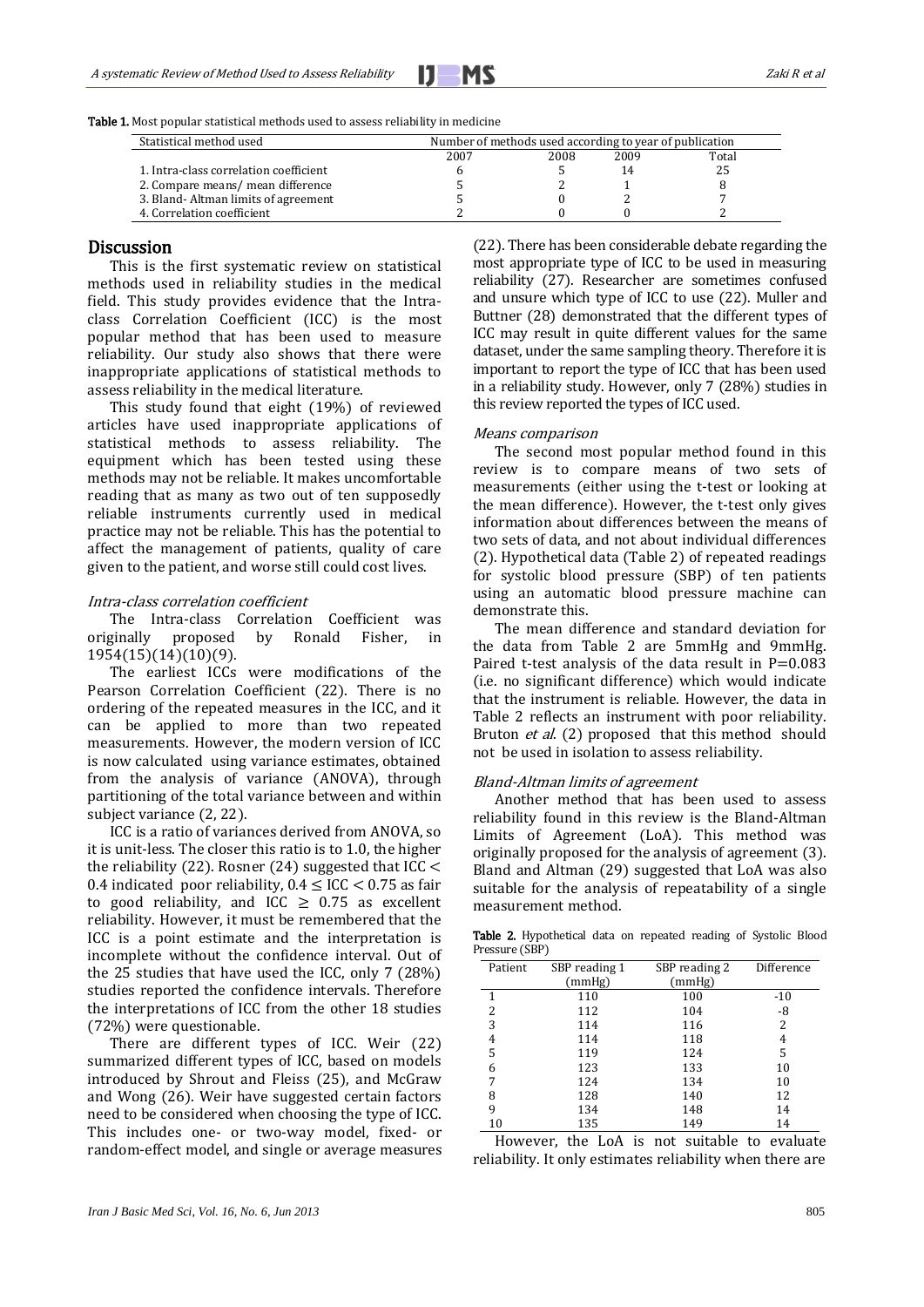**Table 1.** Most popular statistical methods used to assess reliability in medicine

| Statistical method used | Number of methods used according to year of publication | | | |
|---|---|---|---|---|
| | 2007 | 2008 | 2009 | Total |
| 1. Intra-class correlation coefficient | 6 | 5 | 14 | 25 |
| 2. Compare means/ mean difference | 5 | 2 | 1 | 8 |
| 3. Bland- Altman limits of agreement | 5 | 0 | 2 | 7 |
| 4. Correlation coefficient | 2 | 0 | 0 | 2 |

## Discussion

This is the first systematic review on statistical methods used in reliability studies in the medical field. This study provides evidence that the Intra-class Correlation Coefficient (ICC) is the most popular method that has been used to measure reliability. Our study also shows that there were inappropriate applications of statistical methods to assess reliability in the medical literature.

This study found that eight (19%) of reviewed articles have used inappropriate applications of statistical methods to assess reliability. The equipment which has been tested using these methods may not be reliable. It makes uncomfortable reading that as many as two out of ten supposedly reliable instruments currently used in medical practice may not be reliable. This has the potential to affect the management of patients, quality of care given to the patient, and worse still could cost lives.

### *Intra-class correlation coefficient*

The Intra-class Correlation Coefficient was originally proposed by Ronald Fisher, in 1954(15)(14)(10)(9).

The earliest ICCs were modifications of the Pearson Correlation Coefficient (22). There is no ordering of the repeated measures in the ICC, and it can be applied to more than two repeated measurements. However, the modern version of ICC is now calculated using variance estimates, obtained from the analysis of variance (ANOVA), through partitioning of the total variance between and within subject variance (2, 22).

ICC is a ratio of variances derived from ANOVA, so it is unit-less. The closer this ratio is to 1.0, the higher the reliability (22). Rosner (24) suggested that ICC $<$ 0.4 indicated poor reliability, $0.4 \leq$ ICC $< 0.75$ as fair to good reliability, and ICC $\geq 0.75$ as excellent reliability. However, it must be remembered that the ICC is a point estimate and the interpretation is incomplete without the confidence interval. Out of the 25 studies that have used the ICC, only 7 (28%) studies reported the confidence intervals. Therefore the interpretations of ICC from the other 18 studies (72%) were questionable.

There are different types of ICC. Weir (22) summarized different types of ICC, based on models introduced by Shrout and Fleiss (25), and McGraw and Wong (26). Weir have suggested certain factors need to be considered when choosing the type of ICC. This includes one- or two-way model, fixed- or random-effect model, and single or average measures (22). There has been considerable debate regarding the most appropriate type of ICC to be used in measuring reliability (27). Researcher are sometimes confused and unsure which type of ICC to use (22). Muller and Buttner (28) demonstrated that the different types of ICC may result in quite different values for the same dataset, under the same sampling theory. Therefore it is important to report the type of ICC that has been used in a reliability study. However, only 7 (28%) studies in this review reported the types of ICC used.

### *Means comparison*

The second most popular method found in this review is to compare means of two sets of measurements (either using the t-test or looking at the mean difference). However, the t-test only gives information about differences between the means of two sets of data, and not about individual differences (2). Hypothetical data (Table 2) of repeated readings for systolic blood pressure (SBP) of ten patients using an automatic blood pressure machine can demonstrate this.

The mean difference and standard deviation for the data from Table 2 are 5mmHg and 9mmHg. Paired t-test analysis of the data result in P=0.083 (i.e. no significant difference) which would indicate that the instrument is reliable. However, the data in Table 2 reflects an instrument with poor reliability. Bruton *et al*. (2) proposed that this method should not be used in isolation to assess reliability.

### *Bland-Altman limits of agreement*

Another method that has been used to assess reliability found in this review is the Bland-Altman Limits of Agreement (LoA). This method was originally proposed for the analysis of agreement (3). Bland and Altman (29) suggested that LoA was also suitable for the analysis of repeatability of a single measurement method.

**Table 2.** Hypothetical data on repeated reading of Systolic Blood Pressure (SBP)

| Patient | SBP reading 1 (mmHg) | SBP reading 2 (mmHg) | Difference |
|---|---|---|---|
| 1 | 110 | 100 | -10 |
| 2 | 112 | 104 | -8 |
| 3 | 114 | 116 | 2 |
| 4 | 114 | 118 | 4 |
| 5 | 119 | 124 | 5 |
| 6 | 123 | 133 | 10 |
| 7 | 124 | 134 | 10 |
| 8 | 128 | 140 | 12 |
| 9 | 134 | 148 | 14 |
| 10 | 135 | 149 | 14 |

However, the LoA is not suitable to evaluate reliability. It only estimates reliability when there are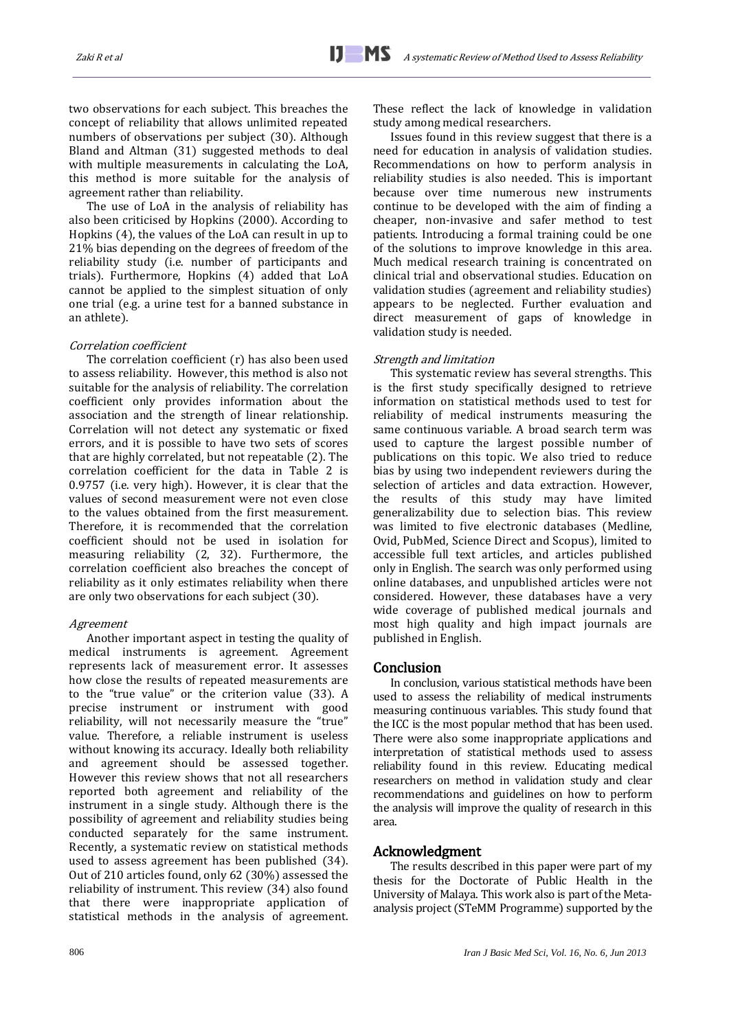two observations for each subject. This breaches the concept of reliability that allows unlimited repeated numbers of observations per subject (30). Although Bland and Altman (31) suggested methods to deal with multiple measurements in calculating the LoA, this method is more suitable for the analysis of agreement rather than reliability.

The use of LoA in the analysis of reliability has also been criticised by Hopkins (2000). According to Hopkins (4), the values of the LoA can result in up to 21% bias depending on the degrees of freedom of the reliability study (i.e. number of participants and trials). Furthermore, Hopkins (4) added that LoA cannot be applied to the simplest situation of only one trial (e.g. a urine test for a banned substance in an athlete).

*Correlation coefficient*

The correlation coefficient (r) has also been used to assess reliability. However, this method is also not suitable for the analysis of reliability. The correlation coefficient only provides information about the association and the strength of linear relationship. Correlation will not detect any systematic or fixed errors, and it is possible to have two sets of scores that are highly correlated, but not repeatable (2). The correlation coefficient for the data in Table 2 is 0.9757 (i.e. very high). However, it is clear that the values of second measurement were not even close to the values obtained from the first measurement. Therefore, it is recommended that the correlation coefficient should not be used in isolation for measuring reliability (2, 32). Furthermore, the correlation coefficient also breaches the concept of reliability as it only estimates reliability when there are only two observations for each subject (30).

*Agreement*

Another important aspect in testing the quality of medical instruments is agreement. Agreement represents lack of measurement error. It assesses how close the results of repeated measurements are to the "true value" or the criterion value (33). A precise instrument or instrument with good reliability, will not necessarily measure the "true" value. Therefore, a reliable instrument is useless without knowing its accuracy. Ideally both reliability and agreement should be assessed together. However this review shows that not all researchers reported both agreement and reliability of the instrument in a single study. Although there is the possibility of agreement and reliability studies being conducted separately for the same instrument. Recently, a systematic review on statistical methods used to assess agreement has been published (34). Out of 210 articles found, only 62 (30%) assessed the reliability of instrument. This review (34) also found that there were inappropriate application of statistical methods in the analysis of agreement. These reflect the lack of knowledge in validation study among medical researchers.

Issues found in this review suggest that there is a need for education in analysis of validation studies. Recommendations on how to perform analysis in reliability studies is also needed. This is important because over time numerous new instruments continue to be developed with the aim of finding a cheaper, non-invasive and safer method to test patients. Introducing a formal training could be one of the solutions to improve knowledge in this area. Much medical research training is concentrated on clinical trial and observational studies. Education on validation studies (agreement and reliability studies) appears to be neglected. Further evaluation and direct measurement of gaps of knowledge in validation study is needed.

*Strength and limitation*

This systematic review has several strengths. This is the first study specifically designed to retrieve information on statistical methods used to test for reliability of medical instruments measuring the same continuous variable. A broad search term was used to capture the largest possible number of publications on this topic. We also tried to reduce bias by using two independent reviewers during the selection of articles and data extraction. However, the results of this study may have limited generalizability due to selection bias. This review was limited to five electronic databases (Medline, Ovid, PubMed, Science Direct and Scopus), limited to accessible full text articles, and articles published only in English. The search was only performed using online databases, and unpublished articles were not considered. However, these databases have a very wide coverage of published medical journals and most high quality and high impact journals are published in English.

## Conclusion

In conclusion, various statistical methods have been used to assess the reliability of medical instruments measuring continuous variables. This study found that the ICC is the most popular method that has been used. There were also some inappropriate applications and interpretation of statistical methods used to assess reliability found in this review. Educating medical researchers on method in validation study and clear recommendations and guidelines on how to perform the analysis will improve the quality of research in this area.

## Acknowledgment

The results described in this paper were part of my thesis for the Doctorate of Public Health in the University of Malaya. This work also is part of the Meta-analysis project (STeMM Programme) supported by the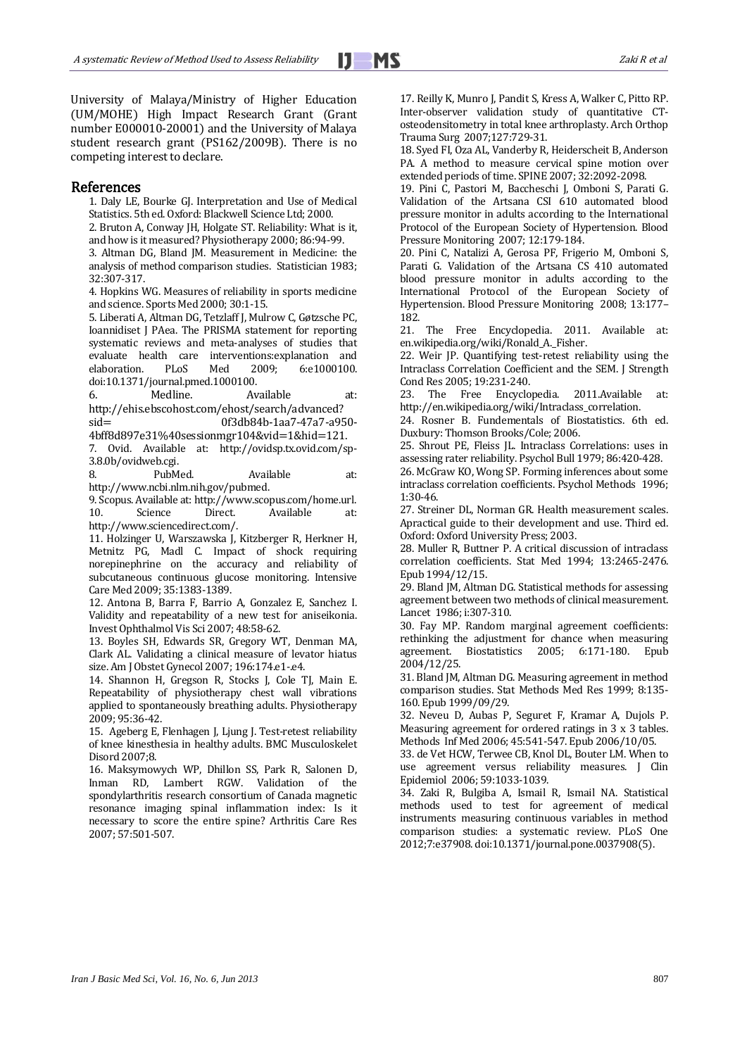University of Malaya/Ministry of Higher Education (UM/MOHE) High Impact Research Grant (Grant number E000010-20001) and the University of Malaya student research grant (PS162/2009B). There is no competing interest to declare.

## References

1. Daly LE, Bourke GJ. Interpretation and Use of Medical Statistics. 5th ed. Oxford: Blackwell Science Ltd; 2000.
2. Bruton A, Conway JH, Holgate ST. Reliability: What is it, and how is it measured? Physiotherapy 2000; 86:94-99.
3. Altman DG, Bland JM. Measurement in Medicine: the analysis of method comparison studies. Statistician 1983; 32:307-317.
4. Hopkins WG. Measures of reliability in sports medicine and science. Sports Med 2000; 30:1-15.
5. Liberati A, Altman DG, Tetzlaff J, Mulrow C, Gøtzsche PC, Ioannidiset J PAea. The PRISMA statement for reporting systematic reviews and meta-analyses of studies that evaluate health care interventions:explanation and elaboration. PLoS Med 2009; 6:e1000100. doi:10.1371/journal.pmed.1000100.
6. Medline. Available at: http://ehis.ebscohost.com/ehost/search/advanced?sid= 0f3db84b-1aa7-47a7-a950-4bff8d897e31%40sessionmgr104&vid=1&hid=121.
7. Ovid. Available at: http://ovidsp.tx.ovid.com/sp-3.8.0b/ovidweb.cgi.
8. PubMed. Available at: http://www.ncbi.nlm.nih.gov/pubmed.
9. Scopus. Available at: http://www.scopus.com/home.url.
10. Science Direct. Available at: http://www.sciencedirect.com/.
11. Holzinger U, Warszawska J, Kitzberger R, Herkner H, Metnitz PG, Madl C. Impact of shock requiring norepinephrine on the accuracy and reliability of subcutaneous continuous glucose monitoring. Intensive Care Med 2009; 35:1383-1389.
12. Antona B, Barra F, Barrio A, Gonzalez E, Sanchez I. Validity and repeatability of a new test for aniseikonia. Invest Ophthalmol Vis Sci 2007; 48:58-62.
13. Boyles SH, Edwards SR, Gregory WT, Denman MA, Clark AL. Validating a clinical measure of levator hiatus size. Am J Obstet Gynecol 2007; 196:174.e1-.e4.
14. Shannon H, Gregson R, Stocks J, Cole TJ, Main E. Repeatability of physiotherapy chest wall vibrations applied to spontaneously breathing adults. Physiotherapy 2009; 95:36-42.
15. Ageberg E, Flenhagen J, Ljung J. Test-retest reliability of knee kinesthesia in healthy adults. BMC Musculoskelet Disord 2007;8.
16. Maksymowych WP, Dhillon SS, Park R, Salonen D, Inman RD, Lambert RGW. Validation of the spondylarthritis research consortium of Canada magnetic resonance imaging spinal inflammation index: Is it necessary to score the entire spine? Arthritis Care Res 2007; 57:501-507.
17. Reilly K, Munro J, Pandit S, Kress A, Walker C, Pitto RP. Inter-observer validation study of quantitative CT-osteodensitometry in total knee arthroplasty. Arch Orthop Trauma Surg 2007;127:729-31.
18. Syed FI, Oza AL, Vanderby R, Heiderscheit B, Anderson PA. A method to measure cervical spine motion over extended periods of time. SPINE 2007; 32:2092-2098.
19. Pini C, Pastori M, Baccheschi J, Omboni S, Parati G. Validation of the Artsana CSI 610 automated blood pressure monitor in adults according to the International Protocol of the European Society of Hypertension. Blood Pressure Monitoring 2007; 12:179-184.
20. Pini C, Natalizi A, Gerosa PF, Frigerio M, Omboni S, Parati G. Validation of the Artsana CS 410 automated blood pressure monitor in adults according to the International Protocol of the European Society of Hypertension. Blood Pressure Monitoring 2008; 13:177–182.
21. The Free Encyclopedia. 2011. Available at: en.wikipedia.org/wiki/Ronald_A._Fisher.
22. Weir JP. Quantifying test-retest reliability using the Intraclass Correlation Coefficient and the SEM. J Strength Cond Res 2005; 19:231-240.
23. The Free Encyclopedia. 2011.Available at: http://en.wikipedia.org/wiki/Intraclass_correlation.
24. Rosner B. Fundementals of Biostatistics. 6th ed. Duxbury: Thomson Brooks/Cole; 2006.
25. Shrout PE, Fleiss JL. Intraclass Correlations: uses in assessing rater reliability. Psychol Bull 1979; 86:420-428.
26. McGraw KO, Wong SP. Forming inferences about some intraclass correlation coefficients. Psychol Methods 1996; 1:30-46.
27. Streiner DL, Norman GR. Health measurement scales. Apractical guide to their development and use. Third ed. Oxford: Oxford University Press; 2003.
28. Muller R, Buttner P. A critical discussion of intraclass correlation coefficients. Stat Med 1994; 13:2465-2476. Epub 1994/12/15.
29. Bland JM, Altman DG. Statistical methods for assessing agreement between two methods of clinical measurement. Lancet 1986; i:307-310.
30. Fay MP. Random marginal agreement coefficients: rethinking the adjustment for chance when measuring agreement. Biostatistics 2005; 6:171-180. Epub 2004/12/25.
31. Bland JM, Altman DG. Measuring agreement in method comparison studies. Stat Methods Med Res 1999; 8:135-160. Epub 1999/09/29.
32. Neveu D, Aubas P, Seguret F, Kramar A, Dujols P. Measuring agreement for ordered ratings in 3 x 3 tables. Methods Inf Med 2006; 45:541-547. Epub 2006/10/05.
33. de Vet HCW, Terwee CB, Knol DL, Bouter LM. When to use agreement versus reliability measures. J Clin Epidemiol 2006; 59:1033-1039.
34. Zaki R, Bulgiba A, Ismail R, Ismail NA. Statistical methods used to test for agreement of medical instruments measuring continuous variables in method comparison studies: a systematic review. PLoS One 2012;7:e37908. doi:10.1371/journal.pone.0037908(5).